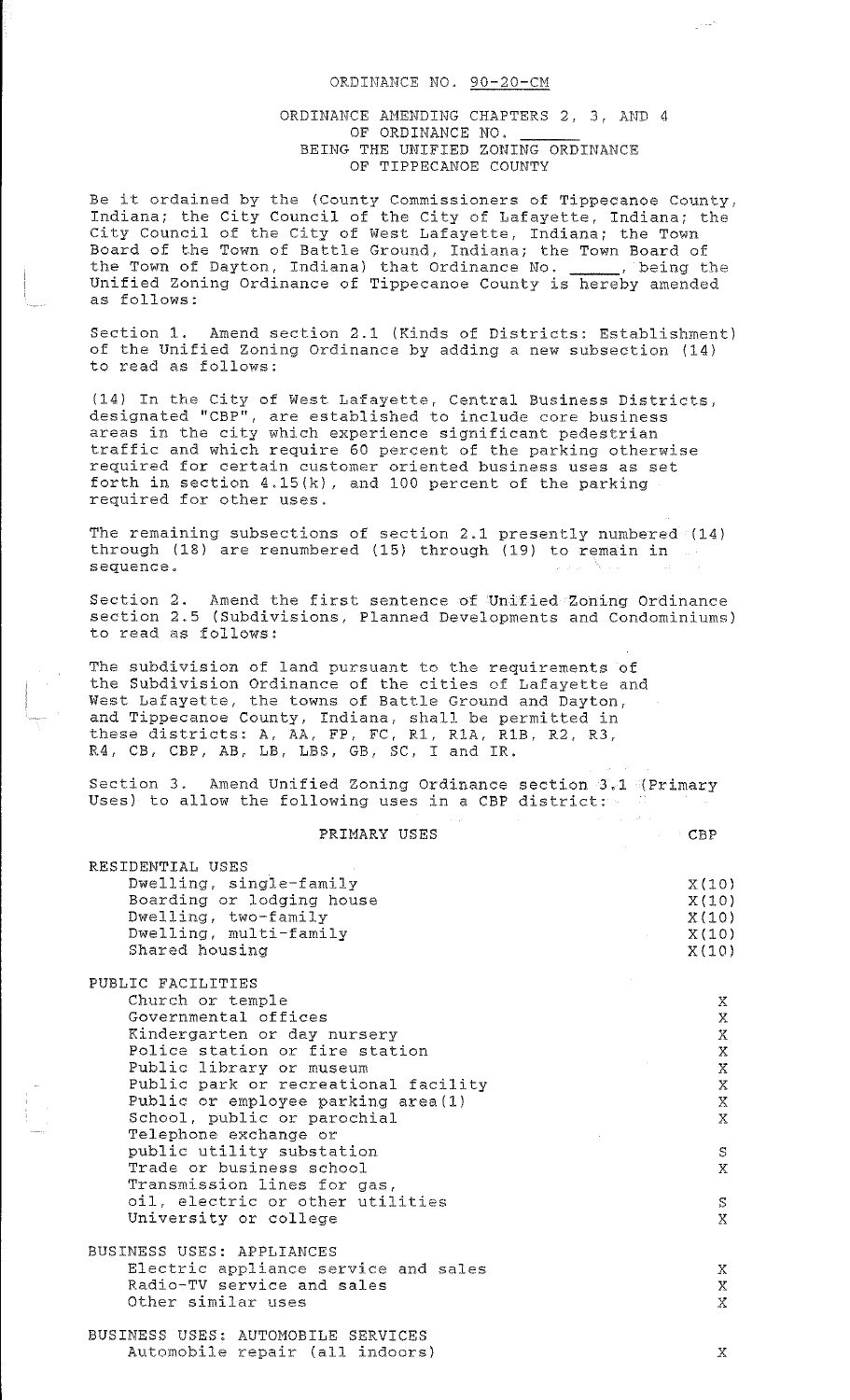ORDINANCE NO. 90-20-CM

ORDINANCE AMENDING CHAPTERS 2, 3, AND 4
OF ORDINANCE NO. ______
BEING THE UNIFIED ZONING ORDINANCE
OF TIPPECANOE COUNTY

Be it ordained by the (County Commissioners of Tippecanoe County, Indiana; the City Council of the City of Lafayette, Indiana; the City Council of the City of West Lafayette, Indiana; the Town Board of the Town of Battle Ground, Indiana; the Town Board of the Town of Dayton, Indiana) that Ordinance No. ______, being the Unified Zoning Ordinance of Tippecanoe County is hereby amended as follows:

Section 1. Amend section 2.1 (Kinds of Districts: Establishment) of the Unified Zoning Ordinance by adding a new subsection (14) to read as follows:

(14) In the City of West Lafayette, Central Business Districts, designated "CBP", are established to include core business areas in the city which experience significant pedestrian traffic and which require 60 percent of the parking otherwise required for certain customer oriented business uses as set forth in section 4.15(k), and 100 percent of the parking required for other uses.

The remaining subsections of section 2.1 presently numbered (14) through (18) are renumbered (15) through (19) to remain in sequence.

Section 2. Amend the first sentence of Unified Zoning Ordinance section 2.5 (Subdivisions, Planned Developments and Condominiums) to read as follows:

The subdivision of land pursuant to the requirements of the Subdivision Ordinance of the cities of Lafayette and West Lafayette, the towns of Battle Ground and Dayton, and Tippecanoe County, Indiana, shall be permitted in these districts: A, AA, FP, FC, R1, R1A, R1B, R2, R3, R4, CB, CBP, AB, LB, LBS, GB, SC, I and IR.

Section 3. Amend Unified Zoning Ordinance section 3.1 (Primary Uses) to allow the following uses in a CBP district:

| PRIMARY USES | CBP |
|---|---|
| **RESIDENTIAL USES** | |
| Dwelling, single-family | X(10) |
| Boarding or lodging house | X(10) |
| Dwelling, two-family | X(10) |
| Dwelling, multi-family | X(10) |
| Shared housing | X(10) |
| **PUBLIC FACILITIES** | |
| Church or temple | X |
| Governmental offices | X |
| Kindergarten or day nursery | X |
| Police station or fire station | X |
| Public library or museum | X |
| Public park or recreational facility | X |
| Public or employee parking area(1) | X |
| School, public or parochial | X |
| Telephone exchange or public utility substation | S |
| Trade or business school | X |
| Transmission lines for gas, oil, electric or other utilities | S |
| University or college | X |
| **BUSINESS USES: APPLIANCES** | |
| Electric appliance service and sales | X |
| Radio-TV service and sales | X |
| Other similar uses | X |
| **BUSINESS USES: AUTOMOBILE SERVICES** | |
| Automobile repair (all indoors) | X |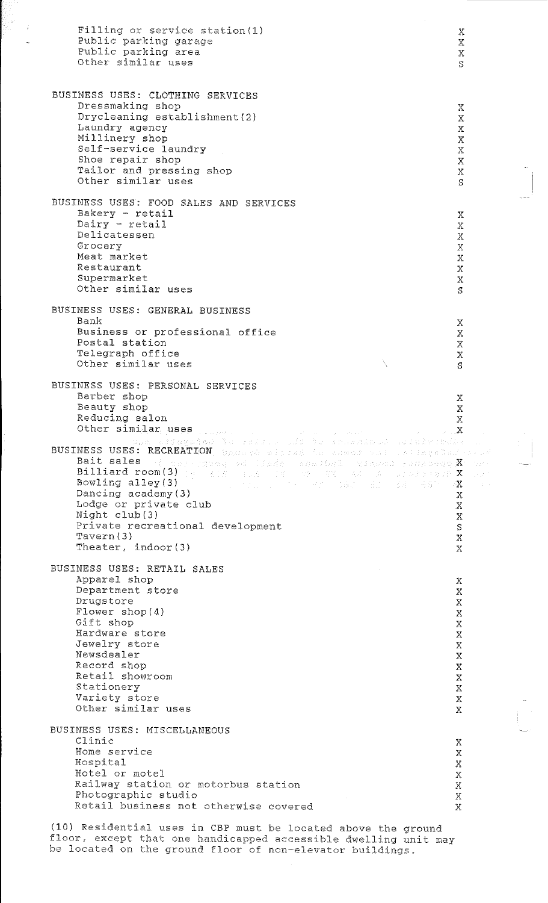| Use | |
|---|---|
| Filling or service station(1) | X |
| Public parking garage | X |
| Public parking area | X |
| Other similar uses | S |
| **BUSINESS USES: CLOTHING SERVICES** | |
| Dressmaking shop | X |
| Drycleaning establishment(2) | X |
| Laundry agency | X |
| Millinery shop | X |
| Self-service laundry | X |
| Shoe repair shop | X |
| Tailor and pressing shop | X |
| Other similar uses | S |
| **BUSINESS USES: FOOD SALES AND SERVICES** | |
| Bakery - retail | X |
| Dairy - retail | X |
| Delicatessen | X |
| Grocery | X |
| Meat market | X |
| Restaurant | X |
| Supermarket | X |
| Other similar uses | S |
| **BUSINESS USES: GENERAL BUSINESS** | |
| Bank | X |
| Business or professional office | X |
| Postal station | X |
| Telegraph office | X |
| Other similar uses | S |
| **BUSINESS USES: PERSONAL SERVICES** | |
| Barber shop | X |
| Beauty shop | X |
| Reducing salon | X |
| Other similar uses | X |
| **BUSINESS USES: RECREATION** | |
| Bait sales | X |
| Billiard room(3) | X |
| Bowling alley(3) | X |
| Dancing academy(3) | X |
| Lodge or private club | X |
| Night club(3) | X |
| Private recreational development | S |
| Tavern(3) | X |
| Theater, indoor(3) | X |
| **BUSINESS USES: RETAIL SALES** | |
| Apparel shop | X |
| Department store | X |
| Drugstore | X |
| Flower shop(4) | X |
| Gift shop | X |
| Hardware store | X |
| Jewelry store | X |
| Newsdealer | X |
| Record shop | X |
| Retail showroom | X |
| Stationery | X |
| Variety store | X |
| Other similar uses | X |
| **BUSINESS USES: MISCELLANEOUS** | |
| Clinic | X |
| Home service | X |
| Hospital | X |
| Hotel or motel | X |
| Railway station or motorbus station | X |
| Photographic studio | X |
| Retail business not otherwise covered | X |

(10) Residential uses in CBP must be located above the ground floor, except that one handicapped accessible dwelling unit may be located on the ground floor of non-elevator buildings.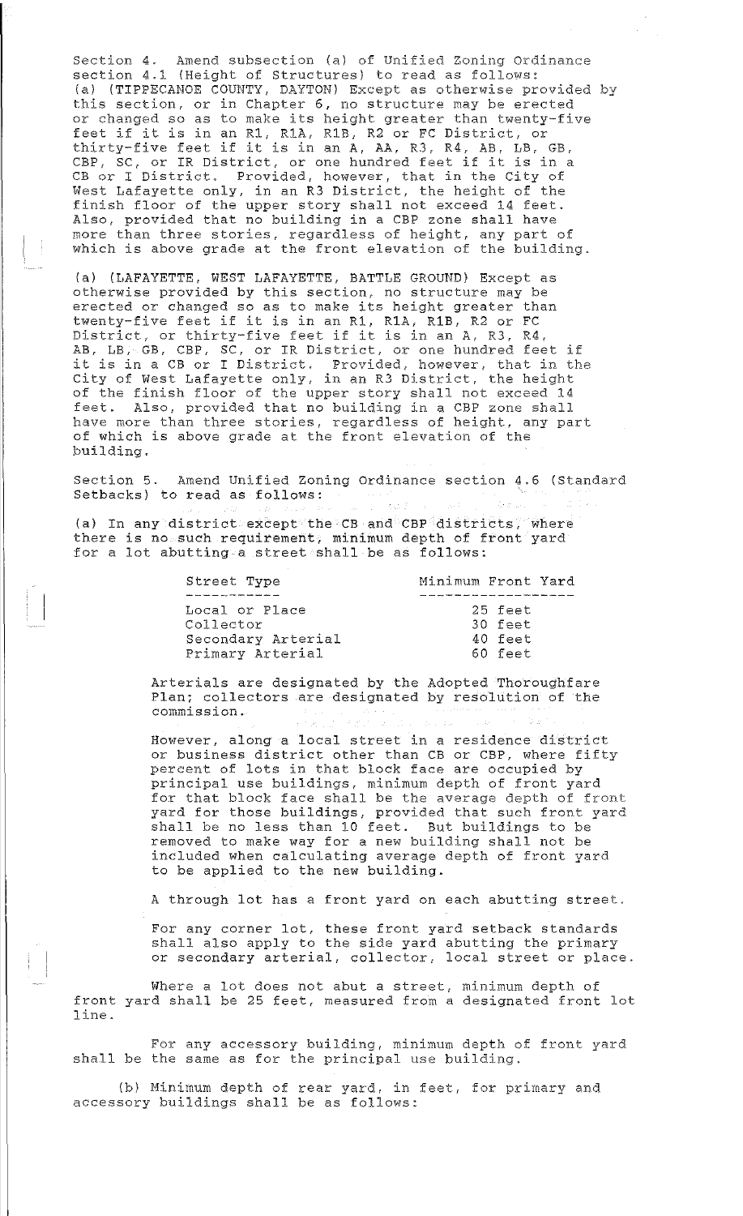Section 4. Amend subsection (a) of Unified Zoning Ordinance section 4.1 (Height of Structures) to read as follows:
(a) (TIPPECANOE COUNTY, DAYTON) Except as otherwise provided by this section, or in Chapter 6, no structure may be erected or changed so as to make its height greater than twenty-five feet if it is in an R1, R1A, R1B, R2 or FC District, or thirty-five feet if it is in an A, AA, R3, R4, AB, LB, GB, CBP, SC, or IR District, or one hundred feet if it is in a CB or I District. Provided, however, that in the City of West Lafayette only, in an R3 District, the height of the finish floor of the upper story shall not exceed 14 feet. Also, provided that no building in a CBP zone shall have more than three stories, regardless of height, any part of which is above grade at the front elevation of the building.

(a) (LAFAYETTE, WEST LAFAYETTE, BATTLE GROUND) Except as otherwise provided by this section, no structure may be erected or changed so as to make its height greater than twenty-five feet if it is in an R1, R1A, R1B, R2 or FC District, or thirty-five feet if it is in an A, R3, R4, AB, LB, GB, CBP, SC, or IR District, or one hundred feet if it is in a CB or I District. Provided, however, that in the City of West Lafayette only, in an R3 District, the height of the finish floor of the upper story shall not exceed 14 feet. Also, provided that no building in a CBP zone shall have more than three stories, regardless of height, any part of which is above grade at the front elevation of the building.

Section 5. Amend Unified Zoning Ordinance section 4.6 (Standard Setbacks) to read as follows:

(a) In any district except the CB and CBP districts, where there is no such requirement, minimum depth of front yard for a lot abutting a street shall be as follows:

| Street Type | Minimum Front Yard |
|---|---|
| Local or Place | 25 feet |
| Collector | 30 feet |
| Secondary Arterial | 40 feet |
| Primary Arterial | 60 feet |

Arterials are designated by the Adopted Thoroughfare Plan; collectors are designated by resolution of the commission.

However, along a local street in a residence district or business district other than CB or CBP, where fifty percent of lots in that block face are occupied by principal use buildings, minimum depth of front yard for that block face shall be the average depth of front yard for those buildings, provided that such front yard shall be no less than 10 feet. But buildings to be removed to make way for a new building shall not be included when calculating average depth of front yard to be applied to the new building.

A through lot has a front yard on each abutting street.

For any corner lot, these front yard setback standards shall also apply to the side yard abutting the primary or secondary arterial, collector, local street or place.

Where a lot does not abut a street, minimum depth of front yard shall be 25 feet, measured from a designated front lot line.

For any accessory building, minimum depth of front yard shall be the same as for the principal use building.

(b) Minimum depth of rear yard, in feet, for primary and accessory buildings shall be as follows: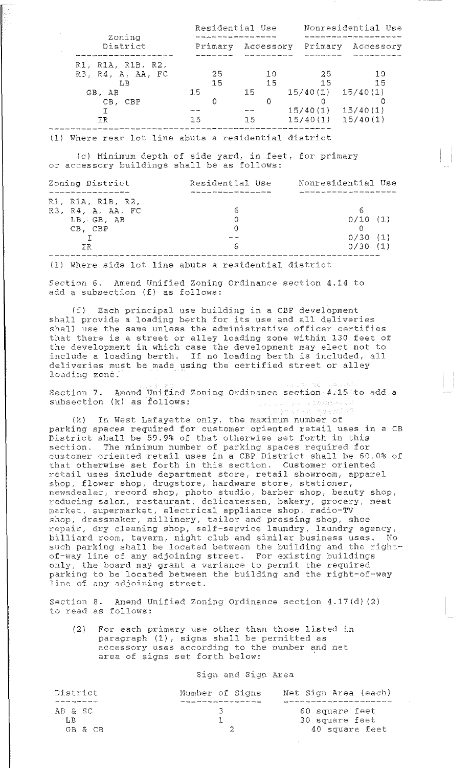| Zoning District | Residential Use | | Nonresidential Use | |
|---|---|---|---|---|
| | Primary | Accessory | Primary | Accessory |
| R1, R1A, R1B, R2, R3, R4, A, AA, FC | 25 | 10 | 25 | 10 |
| LB | 15 | 15 | 15 | 15 |
| GB, AB | 15 | 15 | 15/40(1) | 15/40(1) |
| CB, CBP | 0 | 0 | 0 | 0 |
| I | -- | -- | 15/40(1) | 15/40(1) |
| IR | 15 | 15 | 15/40(1) | 15/40(1) |

(1) Where rear lot line abuts a residential district

(c) Minimum depth of side yard, in feet, for primary or accessory buildings shall be as follows:

| Zoning District | Residential Use | Nonresidential Use |
|---|---|---|
| R1, R1A, R1B, R2, R3, R4, A, AA, FC | 6 | 6 |
| LB, GB, AB | 0 | 0/10 (1) |
| CB, CBP | 0 | 0 |
| I | -- | 0/30 (1) |
| IR | 6 | 0/30 (1) |

(1) Where side lot line abuts a residential district

Section 6. Amend Unified Zoning Ordinance section 4.14 to add a subsection (f) as follows:

(f) Each principal use building in a CBP development shall provide a loading berth for its use and all deliveries shall use the same unless the administrative officer certifies that there is a street or alley loading zone within 130 feet of the development in which case the development may elect not to include a loading berth. If no loading berth is included, all deliveries must be made using the certified street or alley loading zone.

Section 7. Amend Unified Zoning Ordinance section 4.15 to add a subsection (k) as follows:

(k) In West Lafayette only, the maximum number of parking spaces required for customer oriented retail uses in a CB District shall be 59.9% of that otherwise set forth in this section. The minimum number of parking spaces required for customer oriented retail uses in a CBP District shall be 60.0% of that otherwise set forth in this section. Customer oriented retail uses include department store, retail showroom, apparel shop, flower shop, drugstore, hardware store, stationer, newsdealer, record shop, photo studio, barber shop, beauty shop, reducing salon, restaurant, delicatessen, bakery, grocery, meat market, supermarket, electrical appliance shop, radio-TV shop, dressmaker, millinery, tailor and pressing shop, shoe repair, dry cleaning shop, self-service laundry, laundry agency, billiard room, tavern, night club and similar business uses. No such parking shall be located between the building and the right-of-way line of any adjoining street. For existing buildings only, the board may grant a variance to permit the required parking to be located between the building and the right-of-way line of any adjoining street.

Section 8. Amend Unified Zoning Ordinance section 4.17(d)(2) to read as follows:

(2) For each primary use other than those listed in paragraph (1), signs shall be permitted as accessory uses according to the number and net area of signs set forth below:

Sign and Sign Area

| District | Number of Signs | Net Sign Area (each) |
|---|---|---|
| AB & SC | 3 | 60 square feet |
| LB | 1 | 30 square feet |
| GB & CB | 2 | 40 square feet |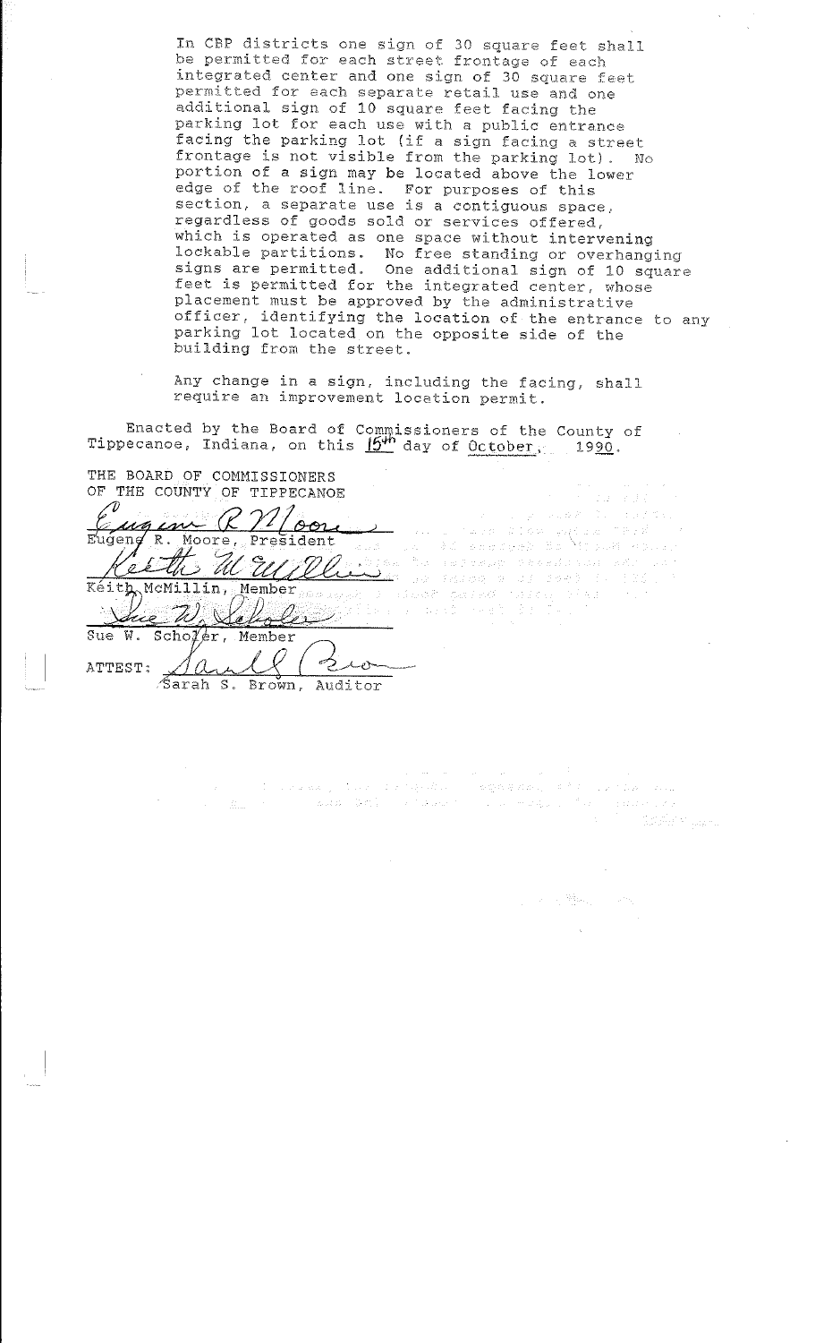In CBP districts one sign of 30 square feet shall be permitted for each street frontage of each integrated center and one sign of 30 square feet permitted for each separate retail use and one additional sign of 10 square feet facing the parking lot for each use with a public entrance facing the parking lot (if a sign facing a street frontage is not visible from the parking lot). No portion of a sign may be located above the lower edge of the roof line. For purposes of this section, a separate use is a contiguous space, regardless of goods sold or services offered, which is operated as one space without intervening lockable partitions. No free standing or overhanging signs are permitted. One additional sign of 10 square feet is permitted for the integrated center, whose placement must be approved by the administrative officer, identifying the location of the entrance to any parking lot located on the opposite side of the building from the street.

Any change in a sign, including the facing, shall require an improvement location permit.

Enacted by the Board of Commissioners of the County of Tippecanoe, Indiana, on this 15th day of October, 1990.

THE BOARD OF COMMISSIONERS
OF THE COUNTY OF TIPPECANOE

Eugene R. Moore, President

Keith McMillin, Member

Sue W. Scholer, Member

ATTEST:

Sarah S. Brown, Auditor